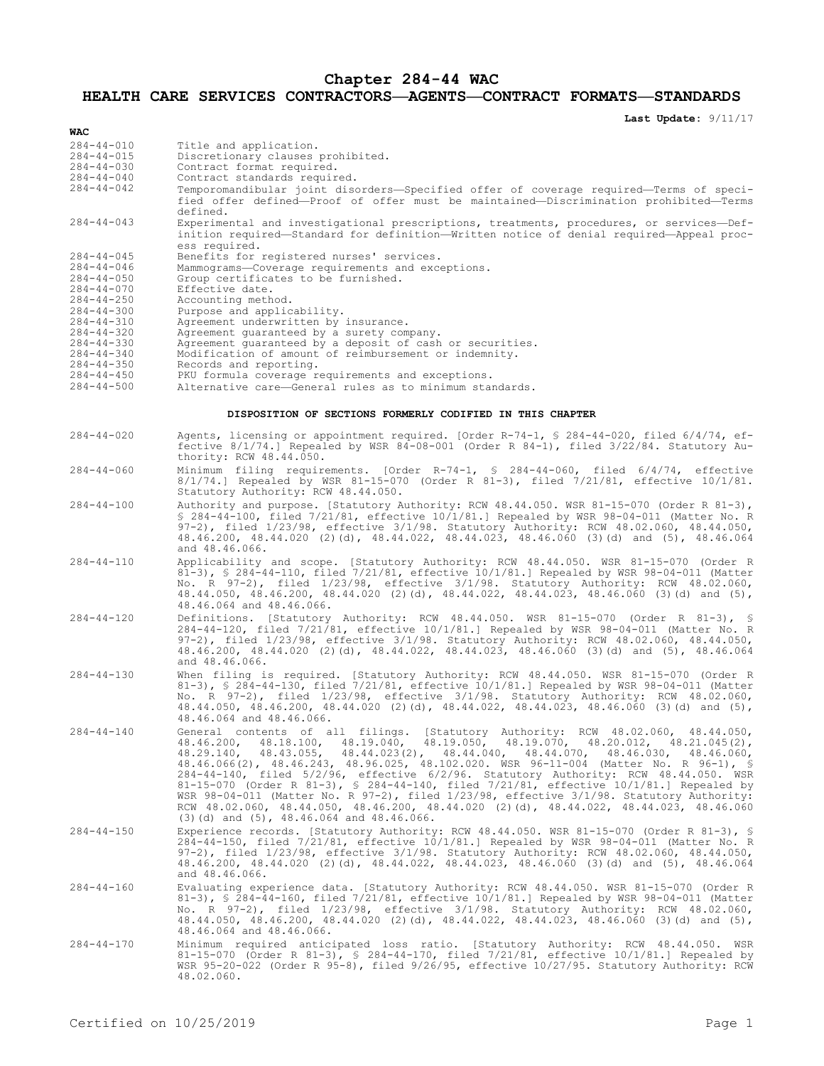# Chapter 284-44 WAC

## HEALTH CARE SERVICES CONTRACTORS—AGENTS—CONTRACT FORMATS—STANDARDS

**Last Update:** 9/11/17

| **WAC** | |
|---|---|
| 284-44-010 | Title and application. |
| 284-44-015 | Discretionary clauses prohibited. |
| 284-44-030 | Contract format required. |
| 284-44-040 | Contract standards required. |
| 284-44-042 | Temporomandibular joint disorders—Specified offer of coverage required—Terms of specified offer defined—Proof of offer must be maintained—Discrimination prohibited—Terms defined. |
| 284-44-043 | Experimental and investigational prescriptions, treatments, procedures, or services—Definition required—Standard for definition—Written notice of denial required—Appeal process required. |
| 284-44-045 | Benefits for registered nurses' services. |
| 284-44-046 | Mammograms—Coverage requirements and exceptions. |
| 284-44-050 | Group certificates to be furnished. |
| 284-44-070 | Effective date. |
| 284-44-250 | Accounting method. |
| 284-44-300 | Purpose and applicability. |
| 284-44-310 | Agreement underwritten by insurance. |
| 284-44-320 | Agreement guaranteed by a surety company. |
| 284-44-330 | Agreement guaranteed by a deposit of cash or securities. |
| 284-44-340 | Modification of amount of reimbursement or indemnity. |
| 284-44-350 | Records and reporting. |
| 284-44-450 | PKU formula coverage requirements and exceptions. |
| 284-44-500 | Alternative care—General rules as to minimum standards. |

### DISPOSITION OF SECTIONS FORMERLY CODIFIED IN THIS CHAPTER

| | |
|---|---|
| 284-44-020 | Agents, licensing or appointment required. [Order R-74-1, § 284-44-020, filed 6/4/74, effective 8/1/74.] Repealed by WSR 84-08-001 (Order R 84-1), filed 3/22/84. Statutory Authority: RCW 48.44.050. |
| 284-44-060 | Minimum filing requirements. [Order R-74-1, § 284-44-060, filed 6/4/74, effective 8/1/74.] Repealed by WSR 81-15-070 (Order R 81-3), filed 7/21/81, effective 10/1/81. Statutory Authority: RCW 48.44.050. |
| 284-44-100 | Authority and purpose. [Statutory Authority: RCW 48.44.050. WSR 81-15-070 (Order R 81-3), § 284-44-100, filed 7/21/81, effective 10/1/81.] Repealed by WSR 98-04-011 (Matter No. R 97-2), filed 1/23/98, effective 3/1/98. Statutory Authority: RCW 48.02.060, 48.44.050, 48.46.200, 48.44.020 (2)(d), 48.44.022, 48.44.023, 48.46.060 (3)(d) and (5), 48.46.064 and 48.46.066. |
| 284-44-110 | Applicability and scope. [Statutory Authority: RCW 48.44.050. WSR 81-15-070 (Order R 81-3), § 284-44-110, filed 7/21/81, effective 10/1/81.] Repealed by WSR 98-04-011 (Matter No. R 97-2), filed 1/23/98, effective 3/1/98. Statutory Authority: RCW 48.02.060, 48.44.050, 48.46.200, 48.44.020 (2)(d), 48.44.022, 48.44.023, 48.46.060 (3)(d) and (5), 48.46.064 and 48.46.066. |
| 284-44-120 | Definitions. [Statutory Authority: RCW 48.44.050. WSR 81-15-070 (Order R 81-3), § 284-44-120, filed 7/21/81, effective 10/1/81.] Repealed by WSR 98-04-011 (Matter No. R 97-2), filed 1/23/98, effective 3/1/98. Statutory Authority: RCW 48.02.060, 48.44.050, 48.46.200, 48.44.020 (2)(d), 48.44.022, 48.44.023, 48.46.060 (3)(d) and (5), 48.46.064 and 48.46.066. |
| 284-44-130 | When filing is required. [Statutory Authority: RCW 48.44.050. WSR 81-15-070 (Order R 81-3), § 284-44-130, filed 7/21/81, effective 10/1/81.] Repealed by WSR 98-04-011 (Matter No. R 97-2), filed 1/23/98, effective 3/1/98. Statutory Authority: RCW 48.02.060, 48.44.050, 48.46.200, 48.44.020 (2)(d), 48.44.022, 48.44.023, 48.46.060 (3)(d) and (5), 48.46.064 and 48.46.066. |
| 284-44-140 | General contents of all filings. [Statutory Authority: RCW 48.02.060, 48.44.050, 48.46.200, 48.18.100, 48.19.040, 48.19.050, 48.19.070, 48.20.012, 48.21.045(2), 48.29.140, 48.43.055, 48.44.023(2), 48.44.040, 48.44.070, 48.46.030, 48.46.060, 48.46.066(2), 48.46.243, 48.96.025, 48.102.020. WSR 96-11-004 (Matter No. R 96-1), § 284-44-140, filed 5/2/96, effective 6/2/96. Statutory Authority: RCW 48.44.050. WSR 81-15-070 (Order R 81-3), § 284-44-140, filed 7/21/81, effective 10/1/81.] Repealed by WSR 98-04-011 (Matter No. R 97-2), filed 1/23/98, effective 3/1/98. Statutory Authority: RCW 48.02.060, 48.44.050, 48.46.200, 48.44.020 (2)(d), 48.44.022, 48.44.023, 48.46.060 (3)(d) and (5), 48.46.064 and 48.46.066. |
| 284-44-150 | Experience records. [Statutory Authority: RCW 48.44.050. WSR 81-15-070 (Order R 81-3), § 284-44-150, filed 7/21/81, effective 10/1/81.] Repealed by WSR 98-04-011 (Matter No. R 97-2), filed 1/23/98, effective 3/1/98. Statutory Authority: RCW 48.02.060, 48.44.050, 48.46.200, 48.44.020 (2)(d), 48.44.022, 48.44.023, 48.46.060 (3)(d) and (5), 48.46.064 and 48.46.066. |
| 284-44-160 | Evaluating experience data. [Statutory Authority: RCW 48.44.050. WSR 81-15-070 (Order R 81-3), § 284-44-160, filed 7/21/81, effective 10/1/81.] Repealed by WSR 98-04-011 (Matter No. R 97-2), filed 1/23/98, effective 3/1/98. Statutory Authority: RCW 48.02.060, 48.44.050, 48.46.200, 48.44.020 (2)(d), 48.44.022, 48.44.023, 48.46.060 (3)(d) and (5), 48.46.064 and 48.46.066. |
| 284-44-170 | Minimum required anticipated loss ratio. [Statutory Authority: RCW 48.44.050. WSR 81-15-070 (Order R 81-3), § 284-44-170, filed 7/21/81, effective 10/1/81.] Repealed by WSR 95-20-022 (Order R 95-8), filed 9/26/95, effective 10/27/95. Statutory Authority: RCW 48.02.060. |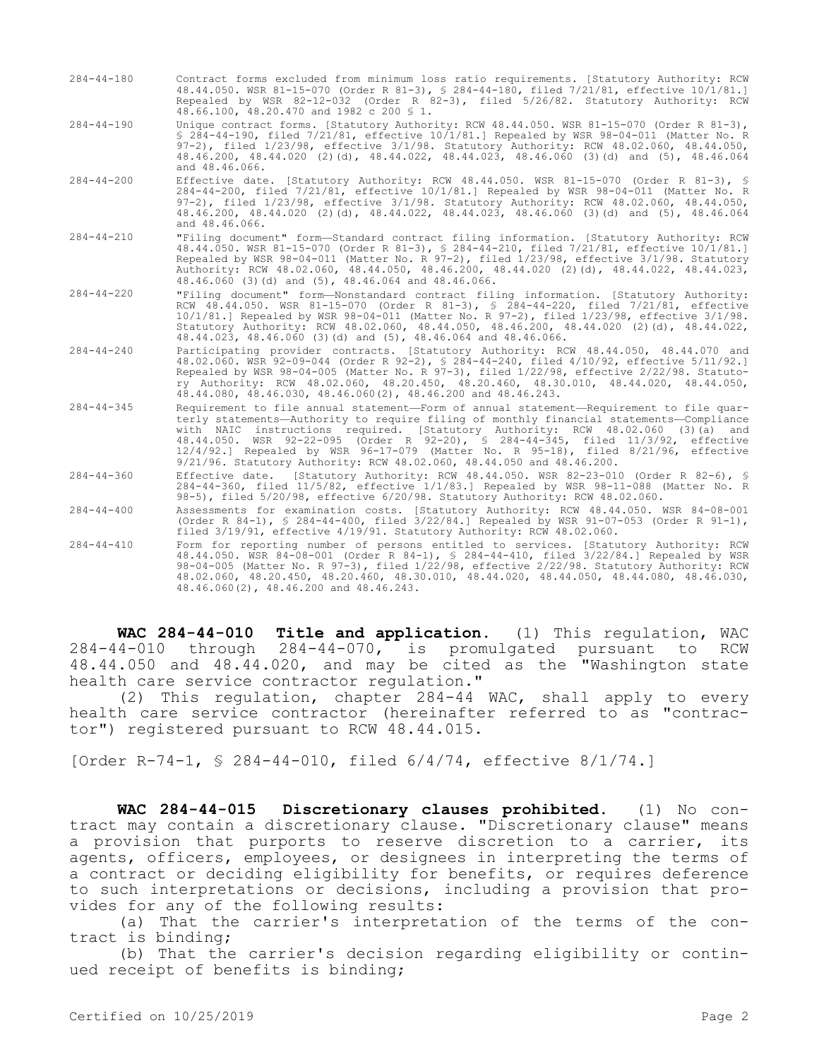| | |
|---|---|
| 284-44-180 | Contract forms excluded from minimum loss ratio requirements. [Statutory Authority: RCW 48.44.050. WSR 81-15-070 (Order R 81-3), § 284-44-180, filed 7/21/81, effective 10/1/81.] Repealed by WSR 82-12-032 (Order R 82-3), filed 5/26/82. Statutory Authority: RCW 48.66.100, 48.20.470 and 1982 c 200 § 1. |
| 284-44-190 | Unique contract forms. [Statutory Authority: RCW 48.44.050. WSR 81-15-070 (Order R 81-3), § 284-44-190, filed 7/21/81, effective 10/1/81.] Repealed by WSR 98-04-011 (Matter No. R 97-2), filed 1/23/98, effective 3/1/98. Statutory Authority: RCW 48.02.060, 48.44.050, 48.46.200, 48.44.020 (2)(d), 48.44.022, 48.44.023, 48.46.060 (3)(d) and (5), 48.46.064 and 48.46.066. |
| 284-44-200 | Effective date. [Statutory Authority: RCW 48.44.050. WSR 81-15-070 (Order R 81-3), § 284-44-200, filed 7/21/81, effective 10/1/81.] Repealed by WSR 98-04-011 (Matter No. R 97-2), filed 1/23/98, effective 3/1/98. Statutory Authority: RCW 48.02.060, 48.44.050, 48.46.200, 48.44.020 (2)(d), 48.44.022, 48.44.023, 48.46.060 (3)(d) and (5), 48.46.064 and 48.46.066. |
| 284-44-210 | "Filing document" form—Standard contract filing information. [Statutory Authority: RCW 48.44.050. WSR 81-15-070 (Order R 81-3), § 284-44-210, filed 7/21/81, effective 10/1/81.] Repealed by WSR 98-04-011 (Matter No. R 97-2), filed 1/23/98, effective 3/1/98. Statutory Authority: RCW 48.02.060, 48.44.050, 48.46.200, 48.44.020 (2)(d), 48.44.022, 48.44.023, 48.46.060 (3)(d) and (5), 48.46.064 and 48.46.066. |
| 284-44-220 | "Filing document" form—Nonstandard contract filing information. [Statutory Authority: RCW 48.44.050. WSR 81-15-070 (Order R 81-3), § 284-44-220, filed 7/21/81, effective 10/1/81.] Repealed by WSR 98-04-011 (Matter No. R 97-2), filed 1/23/98, effective 3/1/98. Statutory Authority: RCW 48.02.060, 48.44.050, 48.46.200, 48.44.020 (2)(d), 48.44.022, 48.44.023, 48.46.060 (3)(d) and (5), 48.46.064 and 48.46.066. |
| 284-44-240 | Participating provider contracts. [Statutory Authority: RCW 48.44.050, 48.44.070 and 48.02.060. WSR 92-09-044 (Order R 92-2), § 284-44-240, filed 4/10/92, effective 5/11/92.] Repealed by WSR 98-04-005 (Matter No. R 97-3), filed 1/22/98, effective 2/22/98. Statutory Authority: RCW 48.02.060, 48.20.450, 48.20.460, 48.30.010, 48.44.020, 48.44.050, 48.44.080, 48.46.030, 48.46.060(2), 48.46.200 and 48.46.243. |
| 284-44-345 | Requirement to file annual statement—Form of annual statement—Requirement to file quarterly statements—Authority to require filing of monthly financial statements—Compliance with NAIC instructions required. [Statutory Authority: RCW 48.02.060 (3)(a) and 48.44.050. WSR 92-22-095 (Order R 92-20), § 284-44-345, filed 11/3/92, effective 12/4/92.] Repealed by WSR 96-17-079 (Matter No. R 95-18), filed 8/21/96, effective 9/21/96. Statutory Authority: RCW 48.02.060, 48.44.050 and 48.46.200. |
| 284-44-360 | Effective date. [Statutory Authority: RCW 48.44.050. WSR 82-23-010 (Order R 82-6), § 284-44-360, filed 11/5/82, effective 1/1/83.] Repealed by WSR 98-11-088 (Matter No. R 98-5), filed 5/20/98, effective 6/20/98. Statutory Authority: RCW 48.02.060. |
| 284-44-400 | Assessments for examination costs. [Statutory Authority: RCW 48.44.050. WSR 84-08-001 (Order R 84-1), § 284-44-400, filed 3/22/84.] Repealed by WSR 91-07-053 (Order R 91-1), filed 3/19/91, effective 4/19/91. Statutory Authority: RCW 48.02.060. |
| 284-44-410 | Form for reporting number of persons entitled to services. [Statutory Authority: RCW 48.44.050. WSR 84-08-001 (Order R 84-1), § 284-44-410, filed 3/22/84.] Repealed by WSR 98-04-005 (Matter No. R 97-3), filed 1/22/98, effective 2/22/98. Statutory Authority: RCW 48.02.060, 48.20.450, 48.20.460, 48.30.010, 48.44.020, 48.44.050, 48.44.080, 48.46.030, 48.46.060(2), 48.46.200 and 48.46.243. |

**WAC 284-44-010 Title and application.** (1) This regulation, WAC 284-44-010 through 284-44-070, is promulgated pursuant to RCW 48.44.050 and 48.44.020, and may be cited as the "Washington state health care service contractor regulation."

(2) This regulation, chapter 284-44 WAC, shall apply to every health care service contractor (hereinafter referred to as "contractor") registered pursuant to RCW 48.44.015.

[Order R-74-1, § 284-44-010, filed 6/4/74, effective 8/1/74.]

**WAC 284-44-015 Discretionary clauses prohibited.** (1) No contract may contain a discretionary clause. "Discretionary clause" means a provision that purports to reserve discretion to a carrier, its agents, officers, employees, or designees in interpreting the terms of a contract or deciding eligibility for benefits, or requires deference to such interpretations or decisions, including a provision that provides for any of the following results:

(a) That the carrier's interpretation of the terms of the contract is binding;

(b) That the carrier's decision regarding eligibility or continued receipt of benefits is binding;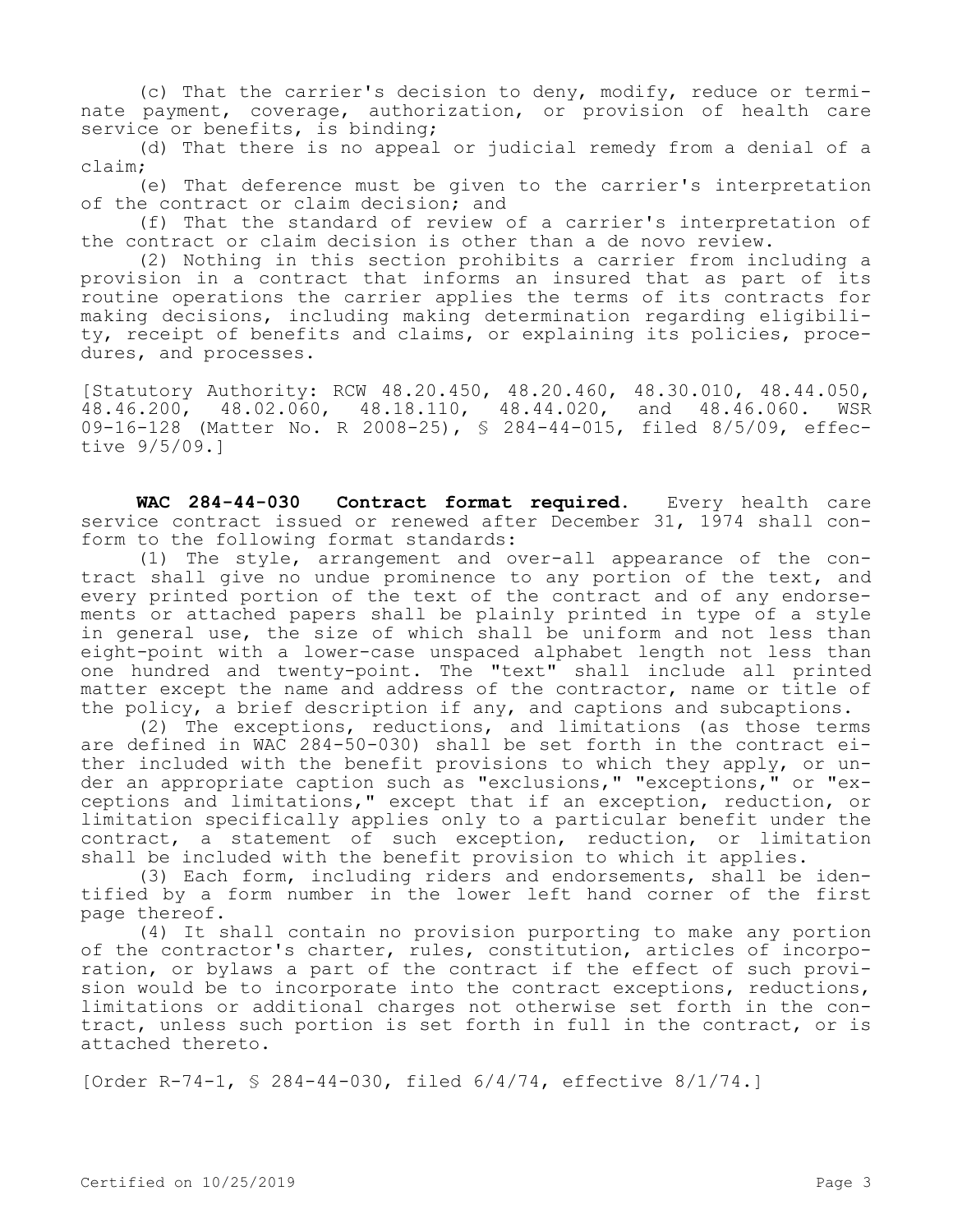(c) That the carrier's decision to deny, modify, reduce or terminate payment, coverage, authorization, or provision of health care service or benefits, is binding;

(d) That there is no appeal or judicial remedy from a denial of a claim;

(e) That deference must be given to the carrier's interpretation of the contract or claim decision; and

(f) That the standard of review of a carrier's interpretation of the contract or claim decision is other than a de novo review.

(2) Nothing in this section prohibits a carrier from including a provision in a contract that informs an insured that as part of its routine operations the carrier applies the terms of its contracts for making decisions, including making determination regarding eligibility, receipt of benefits and claims, or explaining its policies, procedures, and processes.

[Statutory Authority: RCW 48.20.450, 48.20.460, 48.30.010, 48.44.050, 48.46.200, 48.02.060, 48.18.110, 48.44.020, and 48.46.060. WSR 09-16-128 (Matter No. R 2008-25), § 284-44-015, filed 8/5/09, effective 9/5/09.]

**WAC 284-44-030 Contract format required.** Every health care service contract issued or renewed after December 31, 1974 shall conform to the following format standards:

(1) The style, arrangement and over-all appearance of the contract shall give no undue prominence to any portion of the text, and every printed portion of the text of the contract and of any endorsements or attached papers shall be plainly printed in type of a style in general use, the size of which shall be uniform and not less than eight-point with a lower-case unspaced alphabet length not less than one hundred and twenty-point. The "text" shall include all printed matter except the name and address of the contractor, name or title of the policy, a brief description if any, and captions and subcaptions.

(2) The exceptions, reductions, and limitations (as those terms are defined in WAC 284-50-030) shall be set forth in the contract either included with the benefit provisions to which they apply, or under an appropriate caption such as "exclusions," "exceptions," or "exceptions and limitations," except that if an exception, reduction, or limitation specifically applies only to a particular benefit under the contract, a statement of such exception, reduction, or limitation shall be included with the benefit provision to which it applies.

(3) Each form, including riders and endorsements, shall be identified by a form number in the lower left hand corner of the first page thereof.

(4) It shall contain no provision purporting to make any portion of the contractor's charter, rules, constitution, articles of incorporation, or bylaws a part of the contract if the effect of such provision would be to incorporate into the contract exceptions, reductions, limitations or additional charges not otherwise set forth in the contract, unless such portion is set forth in full in the contract, or is attached thereto.

[Order R-74-1, § 284-44-030, filed 6/4/74, effective 8/1/74.]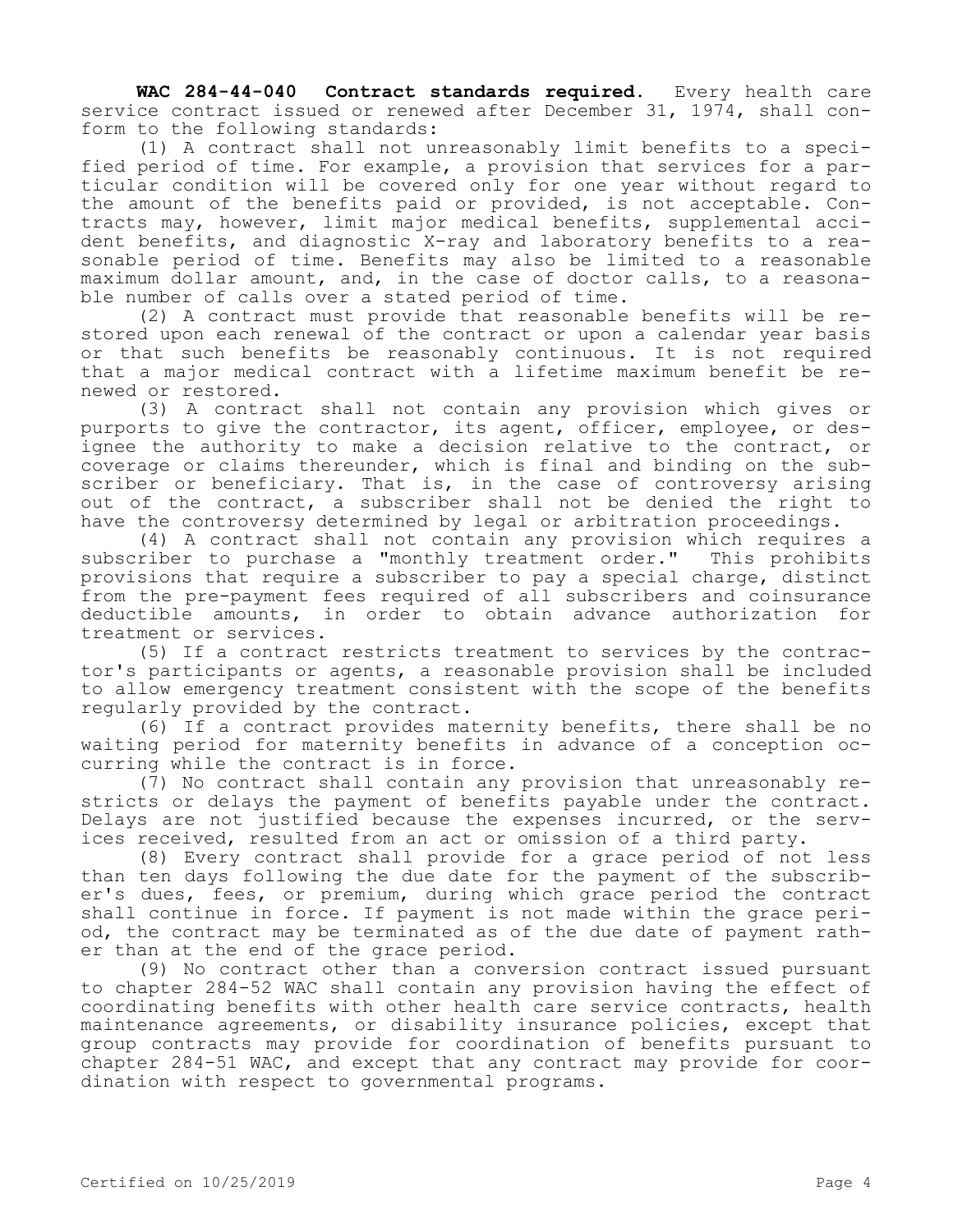**WAC 284-44-040 Contract standards required.** Every health care service contract issued or renewed after December 31, 1974, shall conform to the following standards:

(1) A contract shall not unreasonably limit benefits to a specified period of time. For example, a provision that services for a particular condition will be covered only for one year without regard to the amount of the benefits paid or provided, is not acceptable. Contracts may, however, limit major medical benefits, supplemental accident benefits, and diagnostic X-ray and laboratory benefits to a reasonable period of time. Benefits may also be limited to a reasonable maximum dollar amount, and, in the case of doctor calls, to a reasonable number of calls over a stated period of time.

(2) A contract must provide that reasonable benefits will be restored upon each renewal of the contract or upon a calendar year basis or that such benefits be reasonably continuous. It is not required that a major medical contract with a lifetime maximum benefit be renewed or restored.

(3) A contract shall not contain any provision which gives or purports to give the contractor, its agent, officer, employee, or designee the authority to make a decision relative to the contract, or coverage or claims thereunder, which is final and binding on the subscriber or beneficiary. That is, in the case of controversy arising out of the contract, a subscriber shall not be denied the right to have the controversy determined by legal or arbitration proceedings.

(4) A contract shall not contain any provision which requires a subscriber to purchase a "monthly treatment order." This prohibits provisions that require a subscriber to pay a special charge, distinct from the pre-payment fees required of all subscribers and coinsurance deductible amounts, in order to obtain advance authorization for treatment or services.

(5) If a contract restricts treatment to services by the contractor's participants or agents, a reasonable provision shall be included to allow emergency treatment consistent with the scope of the benefits regularly provided by the contract.

(6) If a contract provides maternity benefits, there shall be no waiting period for maternity benefits in advance of a conception occurring while the contract is in force.

(7) No contract shall contain any provision that unreasonably restricts or delays the payment of benefits payable under the contract. Delays are not justified because the expenses incurred, or the services received, resulted from an act or omission of a third party.

(8) Every contract shall provide for a grace period of not less than ten days following the due date for the payment of the subscriber's dues, fees, or premium, during which grace period the contract shall continue in force. If payment is not made within the grace period, the contract may be terminated as of the due date of payment rather than at the end of the grace period.

(9) No contract other than a conversion contract issued pursuant to chapter 284-52 WAC shall contain any provision having the effect of coordinating benefits with other health care service contracts, health maintenance agreements, or disability insurance policies, except that group contracts may provide for coordination of benefits pursuant to chapter 284-51 WAC, and except that any contract may provide for coordination with respect to governmental programs.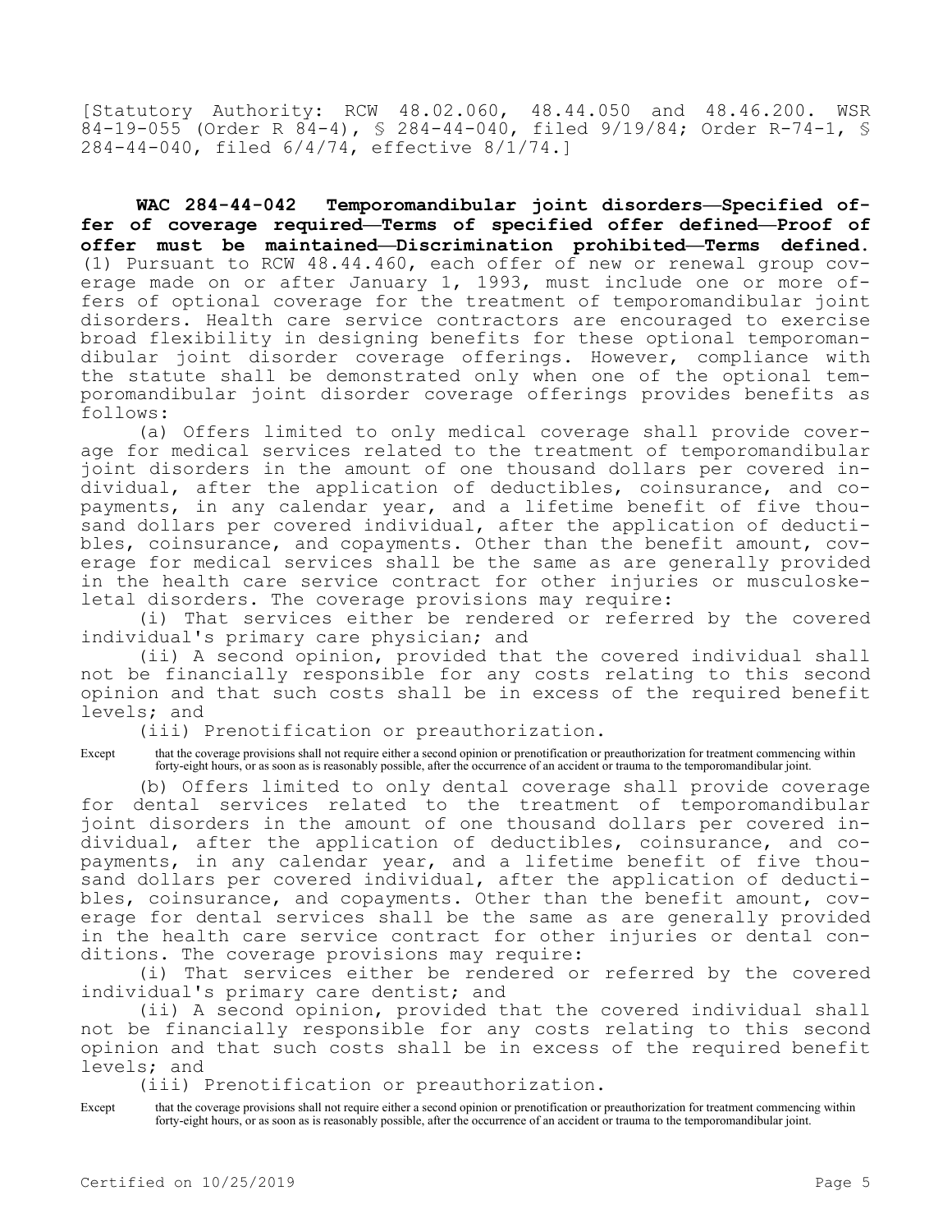[Statutory Authority: RCW 48.02.060, 48.44.050 and 48.46.200. WSR 84-19-055 (Order R 84-4), § 284-44-040, filed 9/19/84; Order R-74-1, § 284-44-040, filed 6/4/74, effective 8/1/74.]

**WAC 284-44-042 Temporomandibular joint disorders—Specified offer of coverage required—Terms of specified offer defined—Proof of offer must be maintained—Discrimination prohibited—Terms defined.** (1) Pursuant to RCW 48.44.460, each offer of new or renewal group coverage made on or after January 1, 1993, must include one or more offers of optional coverage for the treatment of temporomandibular joint disorders. Health care service contractors are encouraged to exercise broad flexibility in designing benefits for these optional temporomandibular joint disorder coverage offerings. However, compliance with the statute shall be demonstrated only when one of the optional temporomandibular joint disorder coverage offerings provides benefits as follows:

(a) Offers limited to only medical coverage shall provide coverage for medical services related to the treatment of temporomandibular joint disorders in the amount of one thousand dollars per covered individual, after the application of deductibles, coinsurance, and copayments, in any calendar year, and a lifetime benefit of five thousand dollars per covered individual, after the application of deductibles, coinsurance, and copayments. Other than the benefit amount, coverage for medical services shall be the same as are generally provided in the health care service contract for other injuries or musculoskeletal disorders. The coverage provisions may require:

(i) That services either be rendered or referred by the covered individual's primary care physician; and

(ii) A second opinion, provided that the covered individual shall not be financially responsible for any costs relating to this second opinion and that such costs shall be in excess of the required benefit levels; and

(iii) Prenotification or preauthorization.

Except that the coverage provisions shall not require either a second opinion or prenotification or preauthorization for treatment commencing within forty-eight hours, or as soon as is reasonably possible, after the occurrence of an accident or trauma to the temporomandibular joint.

(b) Offers limited to only dental coverage shall provide coverage for dental services related to the treatment of temporomandibular joint disorders in the amount of one thousand dollars per covered individual, after the application of deductibles, coinsurance, and copayments, in any calendar year, and a lifetime benefit of five thousand dollars per covered individual, after the application of deductibles, coinsurance, and copayments. Other than the benefit amount, coverage for dental services shall be the same as are generally provided in the health care service contract for other injuries or dental conditions. The coverage provisions may require:

(i) That services either be rendered or referred by the covered individual's primary care dentist; and

(ii) A second opinion, provided that the covered individual shall not be financially responsible for any costs relating to this second opinion and that such costs shall be in excess of the required benefit levels; and

(iii) Prenotification or preauthorization.

Except that the coverage provisions shall not require either a second opinion or prenotification or preauthorization for treatment commencing within forty-eight hours, or as soon as is reasonably possible, after the occurrence of an accident or trauma to the temporomandibular joint.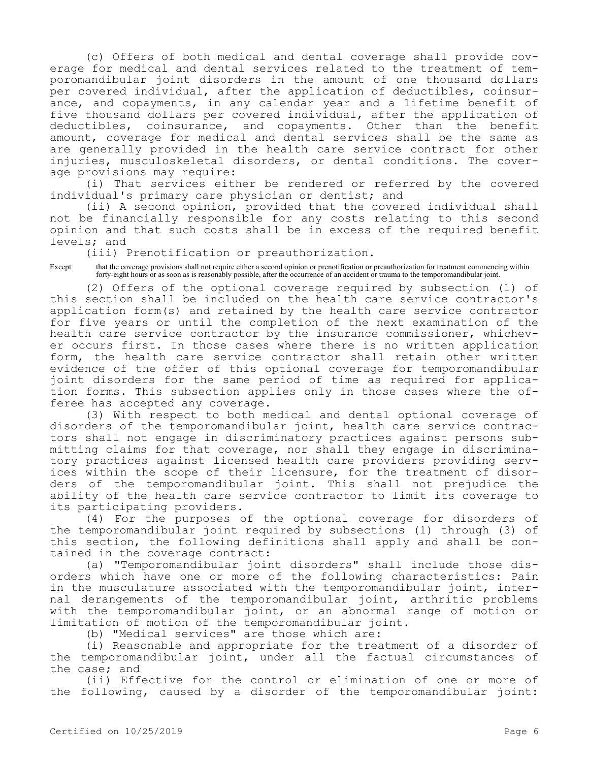(c) Offers of both medical and dental coverage shall provide coverage for medical and dental services related to the treatment of temporomandibular joint disorders in the amount of one thousand dollars per covered individual, after the application of deductibles, coinsurance, and copayments, in any calendar year and a lifetime benefit of five thousand dollars per covered individual, after the application of deductibles, coinsurance, and copayments. Other than the benefit amount, coverage for medical and dental services shall be the same as are generally provided in the health care service contract for other injuries, musculoskeletal disorders, or dental conditions. The coverage provisions may require:

(i) That services either be rendered or referred by the covered individual's primary care physician or dentist; and

(ii) A second opinion, provided that the covered individual shall not be financially responsible for any costs relating to this second opinion and that such costs shall be in excess of the required benefit levels; and

(iii) Prenotification or preauthorization.

Except that the coverage provisions shall not require either a second opinion or prenotification or preauthorization for treatment commencing within forty-eight hours or as soon as is reasonably possible, after the occurrence of an accident or trauma to the temporomandibular joint.

(2) Offers of the optional coverage required by subsection (1) of this section shall be included on the health care service contractor's application form(s) and retained by the health care service contractor for five years or until the completion of the next examination of the health care service contractor by the insurance commissioner, whichever occurs first. In those cases where there is no written application form, the health care service contractor shall retain other written evidence of the offer of this optional coverage for temporomandibular joint disorders for the same period of time as required for application forms. This subsection applies only in those cases where the offeree has accepted any coverage.

(3) With respect to both medical and dental optional coverage of disorders of the temporomandibular joint, health care service contractors shall not engage in discriminatory practices against persons submitting claims for that coverage, nor shall they engage in discriminatory practices against licensed health care providers providing services within the scope of their licensure, for the treatment of disorders of the temporomandibular joint. This shall not prejudice the ability of the health care service contractor to limit its coverage to its participating providers.

(4) For the purposes of the optional coverage for disorders of the temporomandibular joint required by subsections (1) through (3) of this section, the following definitions shall apply and shall be contained in the coverage contract:

(a) "Temporomandibular joint disorders" shall include those disorders which have one or more of the following characteristics: Pain in the musculature associated with the temporomandibular joint, internal derangements of the temporomandibular joint, arthritic problems with the temporomandibular joint, or an abnormal range of motion or limitation of motion of the temporomandibular joint.

(b) "Medical services" are those which are:

(i) Reasonable and appropriate for the treatment of a disorder of the temporomandibular joint, under all the factual circumstances of the case; and

(ii) Effective for the control or elimination of one or more of the following, caused by a disorder of the temporomandibular joint: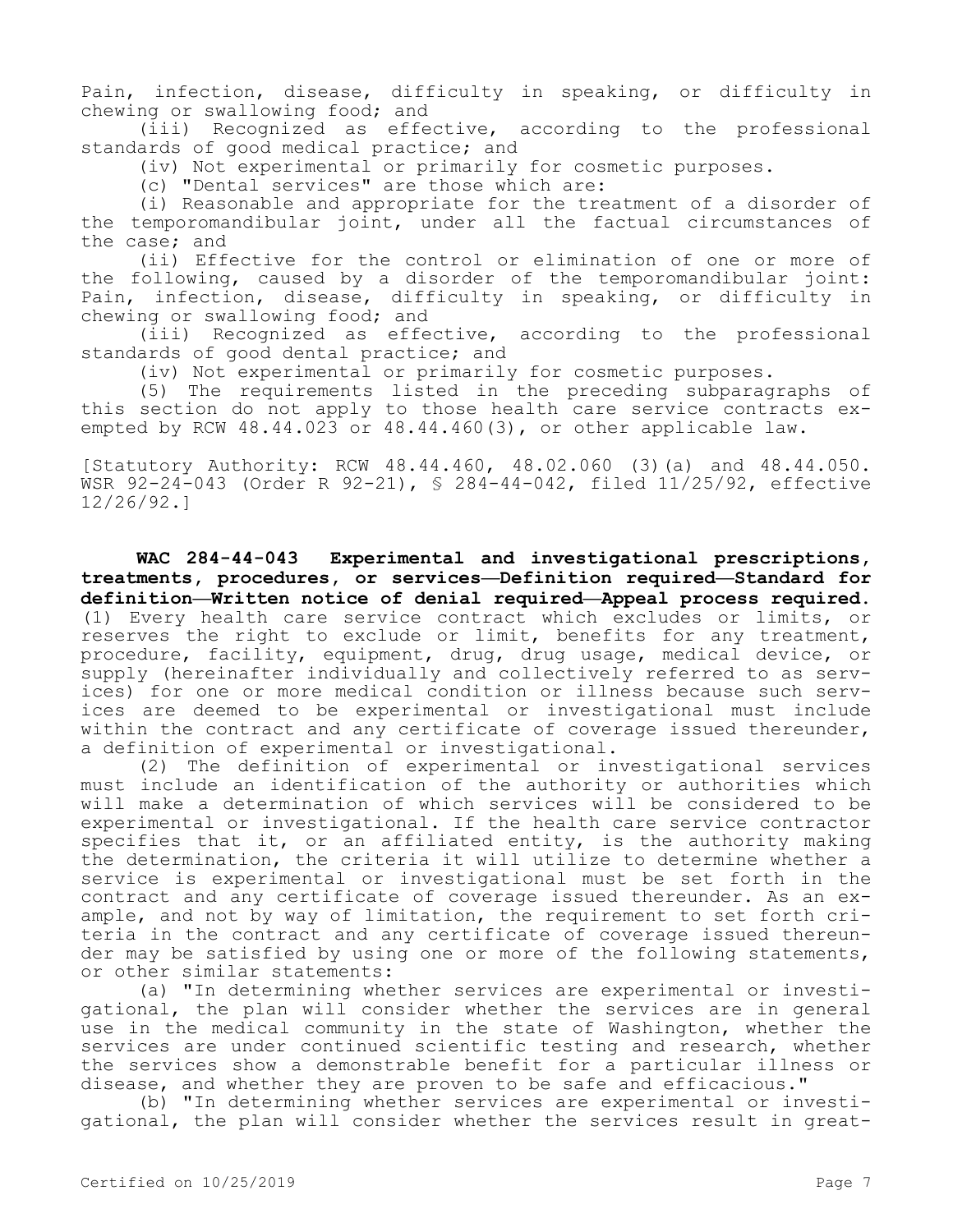Pain, infection, disease, difficulty in speaking, or difficulty in chewing or swallowing food; and

(iii) Recognized as effective, according to the professional standards of good medical practice; and

(iv) Not experimental or primarily for cosmetic purposes.

(c) "Dental services" are those which are:

(i) Reasonable and appropriate for the treatment of a disorder of the temporomandibular joint, under all the factual circumstances of the case; and

(ii) Effective for the control or elimination of one or more of the following, caused by a disorder of the temporomandibular joint: Pain, infection, disease, difficulty in speaking, or difficulty in chewing or swallowing food; and

(iii) Recognized as effective, according to the professional standards of good dental practice; and

(iv) Not experimental or primarily for cosmetic purposes.

(5) The requirements listed in the preceding subparagraphs of this section do not apply to those health care service contracts exempted by RCW 48.44.023 or 48.44.460(3), or other applicable law.

[Statutory Authority: RCW 48.44.460, 48.02.060 (3)(a) and 48.44.050. WSR 92-24-043 (Order R 92-21), § 284-44-042, filed 11/25/92, effective 12/26/92.]

**WAC 284-44-043 Experimental and investigational prescriptions, treatments, procedures, or services—Definition required—Standard for definition—Written notice of denial required—Appeal process required.** (1) Every health care service contract which excludes or limits, or reserves the right to exclude or limit, benefits for any treatment, procedure, facility, equipment, drug, drug usage, medical device, or supply (hereinafter individually and collectively referred to as services) for one or more medical condition or illness because such services are deemed to be experimental or investigational must include within the contract and any certificate of coverage issued thereunder, a definition of experimental or investigational.

(2) The definition of experimental or investigational services must include an identification of the authority or authorities which will make a determination of which services will be considered to be experimental or investigational. If the health care service contractor specifies that it, or an affiliated entity, is the authority making the determination, the criteria it will utilize to determine whether a service is experimental or investigational must be set forth in the contract and any certificate of coverage issued thereunder. As an example, and not by way of limitation, the requirement to set forth criteria in the contract and any certificate of coverage issued thereunder may be satisfied by using one or more of the following statements, or other similar statements:

(a) "In determining whether services are experimental or investigational, the plan will consider whether the services are in general use in the medical community in the state of Washington, whether the services are under continued scientific testing and research, whether the services show a demonstrable benefit for a particular illness or disease, and whether they are proven to be safe and efficacious."

(b) "In determining whether services are experimental or investigational, the plan will consider whether the services result in great-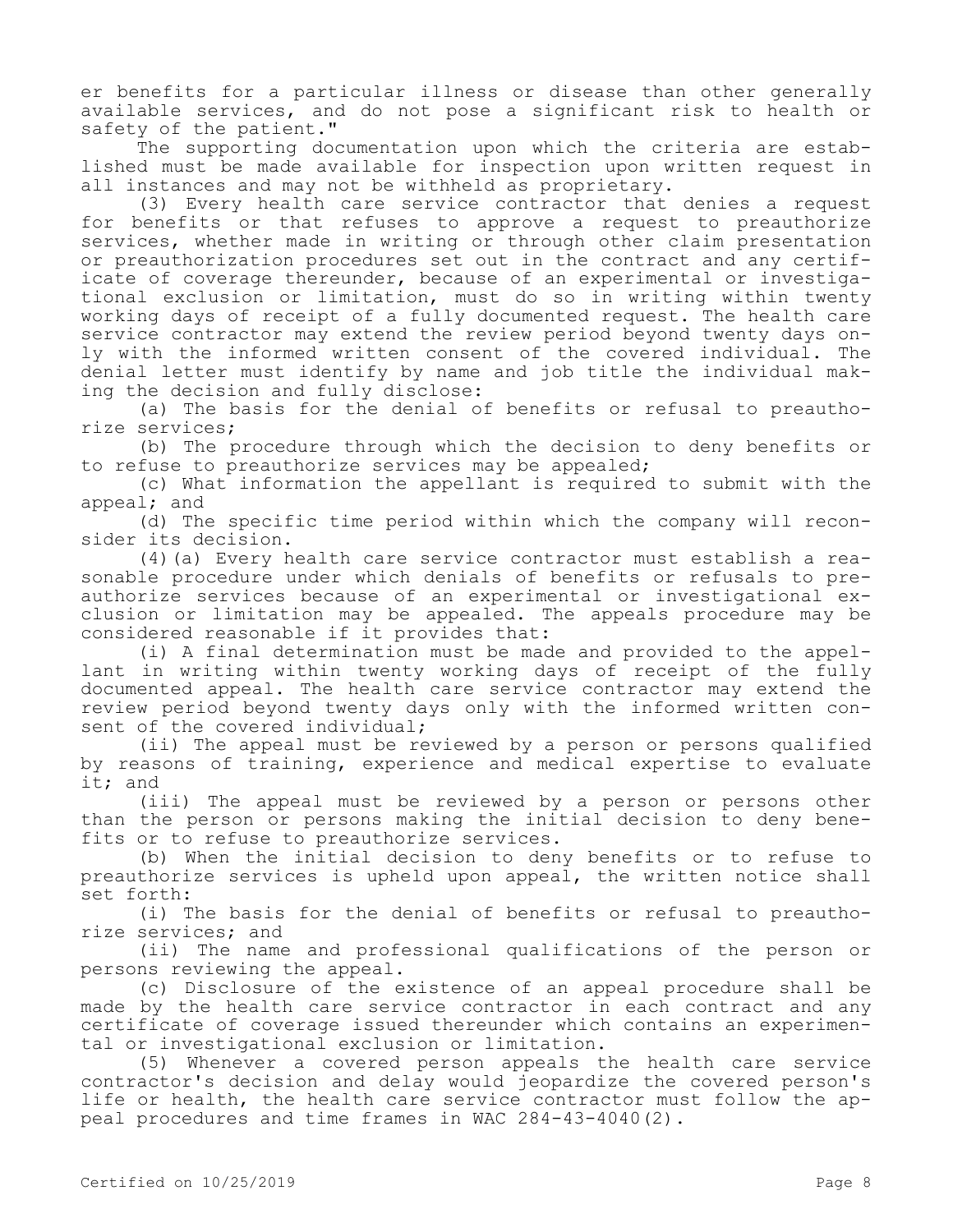er benefits for a particular illness or disease than other generally available services, and do not pose a significant risk to health or safety of the patient."

The supporting documentation upon which the criteria are established must be made available for inspection upon written request in all instances and may not be withheld as proprietary.

(3) Every health care service contractor that denies a request for benefits or that refuses to approve a request to preauthorize services, whether made in writing or through other claim presentation or preauthorization procedures set out in the contract and any certificate of coverage thereunder, because of an experimental or investigational exclusion or limitation, must do so in writing within twenty working days of receipt of a fully documented request. The health care service contractor may extend the review period beyond twenty days only with the informed written consent of the covered individual. The denial letter must identify by name and job title the individual making the decision and fully disclose:

(a) The basis for the denial of benefits or refusal to preauthorize services;

(b) The procedure through which the decision to deny benefits or to refuse to preauthorize services may be appealed;

(c) What information the appellant is required to submit with the appeal; and

(d) The specific time period within which the company will reconsider its decision.

(4)(a) Every health care service contractor must establish a reasonable procedure under which denials of benefits or refusals to preauthorize services because of an experimental or investigational exclusion or limitation may be appealed. The appeals procedure may be considered reasonable if it provides that:

(i) A final determination must be made and provided to the appellant in writing within twenty working days of receipt of the fully documented appeal. The health care service contractor may extend the review period beyond twenty days only with the informed written consent of the covered individual;

(ii) The appeal must be reviewed by a person or persons qualified by reasons of training, experience and medical expertise to evaluate it; and

(iii) The appeal must be reviewed by a person or persons other than the person or persons making the initial decision to deny benefits or to refuse to preauthorize services.

(b) When the initial decision to deny benefits or to refuse to preauthorize services is upheld upon appeal, the written notice shall set forth:

(i) The basis for the denial of benefits or refusal to preauthorize services; and

(ii) The name and professional qualifications of the person or persons reviewing the appeal.

(c) Disclosure of the existence of an appeal procedure shall be made by the health care service contractor in each contract and any certificate of coverage issued thereunder which contains an experimental or investigational exclusion or limitation.

(5) Whenever a covered person appeals the health care service contractor's decision and delay would jeopardize the covered person's life or health, the health care service contractor must follow the appeal procedures and time frames in WAC 284-43-4040(2).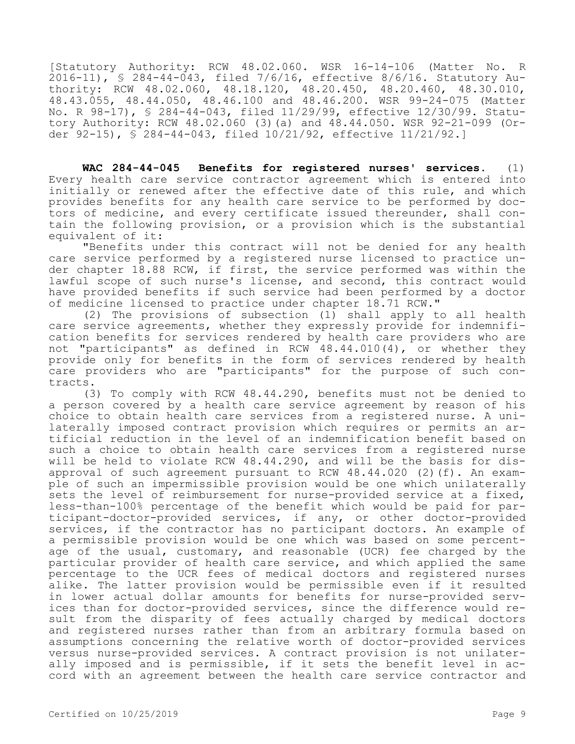[Statutory Authority: RCW 48.02.060. WSR 16-14-106 (Matter No. R 2016-11), § 284-44-043, filed 7/6/16, effective 8/6/16. Statutory Authority: RCW 48.02.060, 48.18.120, 48.20.450, 48.20.460, 48.30.010, 48.43.055, 48.44.050, 48.46.100 and 48.46.200. WSR 99-24-075 (Matter No. R 98-17), § 284-44-043, filed 11/29/99, effective 12/30/99. Statutory Authority: RCW 48.02.060 (3)(a) and 48.44.050. WSR 92-21-099 (Order 92-15), § 284-44-043, filed 10/21/92, effective 11/21/92.]

**WAC 284-44-045 Benefits for registered nurses' services.** (1) Every health care service contractor agreement which is entered into initially or renewed after the effective date of this rule, and which provides benefits for any health care service to be performed by doctors of medicine, and every certificate issued thereunder, shall contain the following provision, or a provision which is the substantial equivalent of it:

"Benefits under this contract will not be denied for any health care service performed by a registered nurse licensed to practice under chapter 18.88 RCW, if first, the service performed was within the lawful scope of such nurse's license, and second, this contract would have provided benefits if such service had been performed by a doctor of medicine licensed to practice under chapter 18.71 RCW."

(2) The provisions of subsection (1) shall apply to all health care service agreements, whether they expressly provide for indemnification benefits for services rendered by health care providers who are not "participants" as defined in RCW 48.44.010(4), or whether they provide only for benefits in the form of services rendered by health care providers who are "participants" for the purpose of such contracts.

(3) To comply with RCW 48.44.290, benefits must not be denied to a person covered by a health care service agreement by reason of his choice to obtain health care services from a registered nurse. A unilaterally imposed contract provision which requires or permits an artificial reduction in the level of an indemnification benefit based on such a choice to obtain health care services from a registered nurse will be held to violate RCW 48.44.290, and will be the basis for disapproval of such agreement pursuant to RCW 48.44.020 (2)(f). An example of such an impermissible provision would be one which unilaterally sets the level of reimbursement for nurse-provided service at a fixed, less-than-100% percentage of the benefit which would be paid for participant-doctor-provided services, if any, or other doctor-provided services, if the contractor has no participant doctors. An example of a permissible provision would be one which was based on some percentage of the usual, customary, and reasonable (UCR) fee charged by the particular provider of health care service, and which applied the same percentage to the UCR fees of medical doctors and registered nurses alike. The latter provision would be permissible even if it resulted in lower actual dollar amounts for benefits for nurse-provided services than for doctor-provided services, since the difference would result from the disparity of fees actually charged by medical doctors and registered nurses rather than from an arbitrary formula based on assumptions concerning the relative worth of doctor-provided services versus nurse-provided services. A contract provision is not unilaterally imposed and is permissible, if it sets the benefit level in accord with an agreement between the health care service contractor and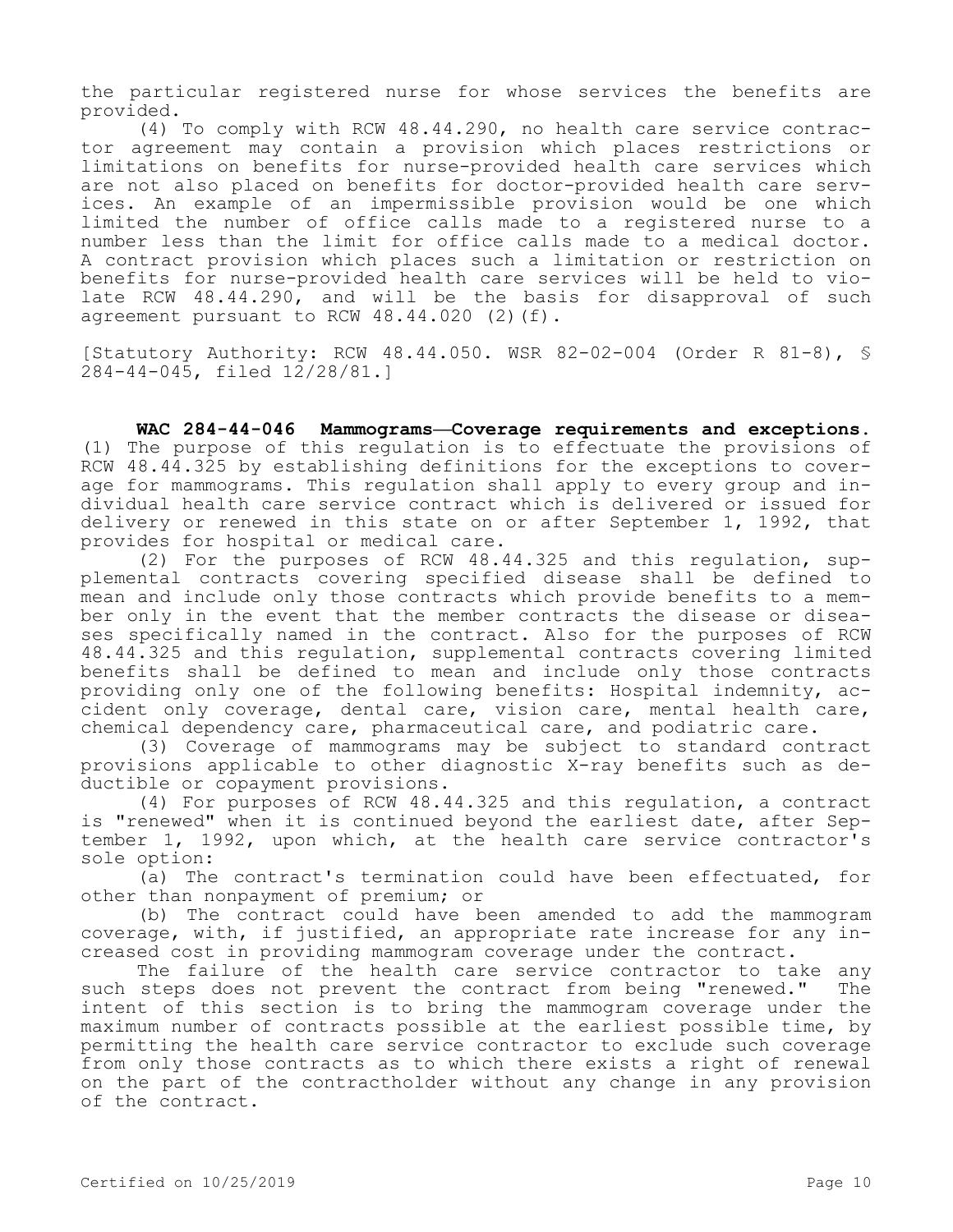the particular registered nurse for whose services the benefits are provided.

(4) To comply with RCW 48.44.290, no health care service contractor agreement may contain a provision which places restrictions or limitations on benefits for nurse-provided health care services which are not also placed on benefits for doctor-provided health care services. An example of an impermissible provision would be one which limited the number of office calls made to a registered nurse to a number less than the limit for office calls made to a medical doctor. A contract provision which places such a limitation or restriction on benefits for nurse-provided health care services will be held to violate RCW 48.44.290, and will be the basis for disapproval of such agreement pursuant to RCW 48.44.020 (2)(f).

[Statutory Authority: RCW 48.44.050. WSR 82-02-004 (Order R 81-8), § 284-44-045, filed 12/28/81.]

**WAC 284-44-046 Mammograms—Coverage requirements and exceptions.** (1) The purpose of this regulation is to effectuate the provisions of RCW 48.44.325 by establishing definitions for the exceptions to coverage for mammograms. This regulation shall apply to every group and individual health care service contract which is delivered or issued for delivery or renewed in this state on or after September 1, 1992, that provides for hospital or medical care.

(2) For the purposes of RCW 48.44.325 and this regulation, supplemental contracts covering specified disease shall be defined to mean and include only those contracts which provide benefits to a member only in the event that the member contracts the disease or diseases specifically named in the contract. Also for the purposes of RCW 48.44.325 and this regulation, supplemental contracts covering limited benefits shall be defined to mean and include only those contracts providing only one of the following benefits: Hospital indemnity, accident only coverage, dental care, vision care, mental health care, chemical dependency care, pharmaceutical care, and podiatric care.

(3) Coverage of mammograms may be subject to standard contract provisions applicable to other diagnostic X-ray benefits such as deductible or copayment provisions.

(4) For purposes of RCW 48.44.325 and this regulation, a contract is "renewed" when it is continued beyond the earliest date, after September 1, 1992, upon which, at the health care service contractor's sole option:

(a) The contract's termination could have been effectuated, for other than nonpayment of premium; or

(b) The contract could have been amended to add the mammogram coverage, with, if justified, an appropriate rate increase for any increased cost in providing mammogram coverage under the contract.

The failure of the health care service contractor to take any such steps does not prevent the contract from being "renewed." The intent of this section is to bring the mammogram coverage under the maximum number of contracts possible at the earliest possible time, by permitting the health care service contractor to exclude such coverage from only those contracts as to which there exists a right of renewal on the part of the contractholder without any change in any provision of the contract.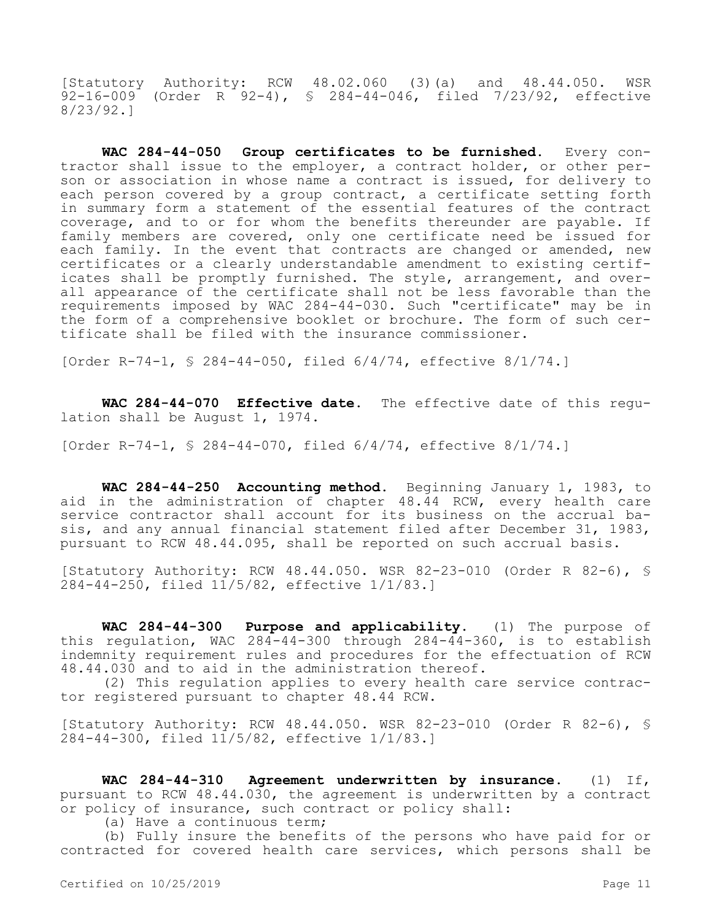[Statutory Authority: RCW 48.02.060 (3)(a) and 48.44.050. WSR 92-16-009 (Order R 92-4), § 284-44-046, filed 7/23/92, effective 8/23/92.]

**WAC 284-44-050 Group certificates to be furnished.** Every contractor shall issue to the employer, a contract holder, or other person or association in whose name a contract is issued, for delivery to each person covered by a group contract, a certificate setting forth in summary form a statement of the essential features of the contract coverage, and to or for whom the benefits thereunder are payable. If family members are covered, only one certificate need be issued for each family. In the event that contracts are changed or amended, new certificates or a clearly understandable amendment to existing certificates shall be promptly furnished. The style, arrangement, and overall appearance of the certificate shall not be less favorable than the requirements imposed by WAC 284-44-030. Such "certificate" may be in the form of a comprehensive booklet or brochure. The form of such certificate shall be filed with the insurance commissioner.

[Order R-74-1, § 284-44-050, filed 6/4/74, effective 8/1/74.]

**WAC 284-44-070 Effective date.** The effective date of this regulation shall be August 1, 1974.

[Order R-74-1, § 284-44-070, filed 6/4/74, effective 8/1/74.]

**WAC 284-44-250 Accounting method.** Beginning January 1, 1983, to aid in the administration of chapter 48.44 RCW, every health care service contractor shall account for its business on the accrual basis, and any annual financial statement filed after December 31, 1983, pursuant to RCW 48.44.095, shall be reported on such accrual basis.

[Statutory Authority: RCW 48.44.050. WSR 82-23-010 (Order R 82-6), § 284-44-250, filed 11/5/82, effective 1/1/83.]

**WAC 284-44-300 Purpose and applicability.** (1) The purpose of this regulation, WAC 284-44-300 through 284-44-360, is to establish indemnity requirement rules and procedures for the effectuation of RCW 48.44.030 and to aid in the administration thereof.

(2) This regulation applies to every health care service contractor registered pursuant to chapter 48.44 RCW.

[Statutory Authority: RCW 48.44.050. WSR 82-23-010 (Order R 82-6), § 284-44-300, filed 11/5/82, effective 1/1/83.]

**WAC 284-44-310 Agreement underwritten by insurance.** (1) If, pursuant to RCW 48.44.030, the agreement is underwritten by a contract or policy of insurance, such contract or policy shall:

(a) Have a continuous term;

(b) Fully insure the benefits of the persons who have paid for or contracted for covered health care services, which persons shall be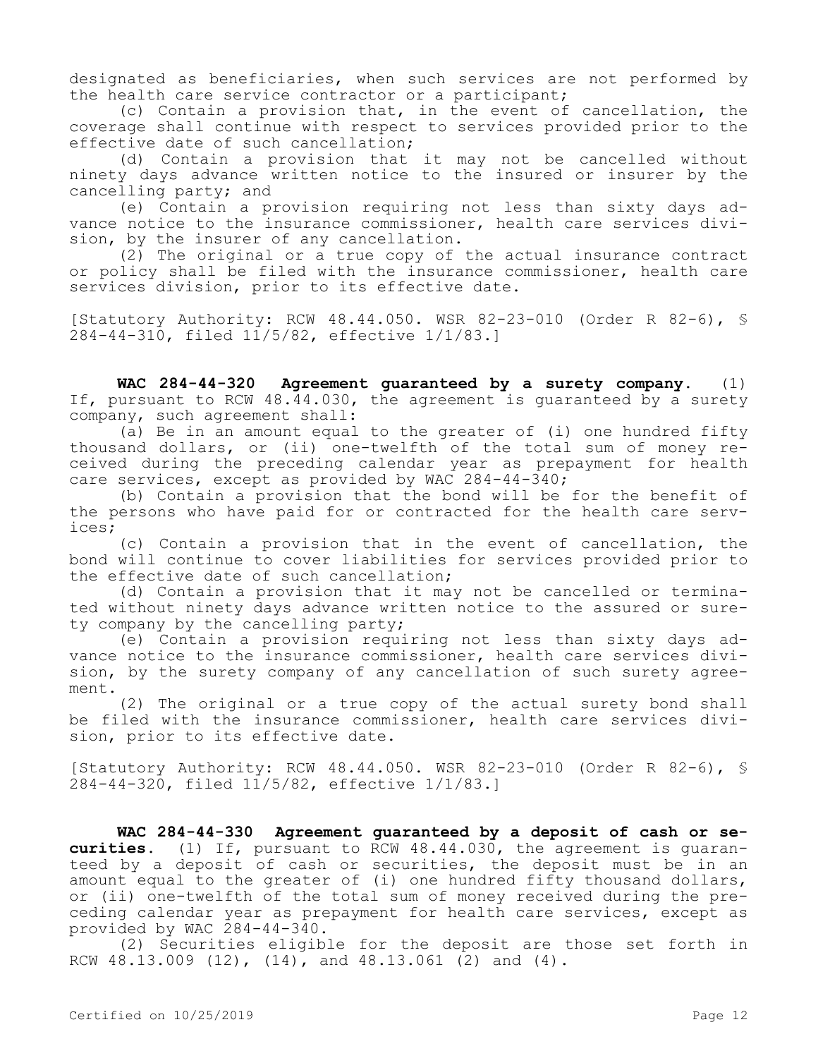designated as beneficiaries, when such services are not performed by the health care service contractor or a participant;

(c) Contain a provision that, in the event of cancellation, the coverage shall continue with respect to services provided prior to the effective date of such cancellation;

(d) Contain a provision that it may not be cancelled without ninety days advance written notice to the insured or insurer by the cancelling party; and

(e) Contain a provision requiring not less than sixty days advance notice to the insurance commissioner, health care services division, by the insurer of any cancellation.

(2) The original or a true copy of the actual insurance contract or policy shall be filed with the insurance commissioner, health care services division, prior to its effective date.

[Statutory Authority: RCW 48.44.050. WSR 82-23-010 (Order R 82-6), § 284-44-310, filed 11/5/82, effective 1/1/83.]

**WAC 284-44-320 Agreement guaranteed by a surety company.** (1) If, pursuant to RCW 48.44.030, the agreement is guaranteed by a surety company, such agreement shall:

(a) Be in an amount equal to the greater of (i) one hundred fifty thousand dollars, or (ii) one-twelfth of the total sum of money received during the preceding calendar year as prepayment for health care services, except as provided by WAC 284-44-340;

(b) Contain a provision that the bond will be for the benefit of the persons who have paid for or contracted for the health care services;

(c) Contain a provision that in the event of cancellation, the bond will continue to cover liabilities for services provided prior to the effective date of such cancellation;

(d) Contain a provision that it may not be cancelled or terminated without ninety days advance written notice to the assured or surety company by the cancelling party;

(e) Contain a provision requiring not less than sixty days advance notice to the insurance commissioner, health care services division, by the surety company of any cancellation of such surety agreement.

(2) The original or a true copy of the actual surety bond shall be filed with the insurance commissioner, health care services division, prior to its effective date.

[Statutory Authority: RCW 48.44.050. WSR 82-23-010 (Order R 82-6), § 284-44-320, filed 11/5/82, effective 1/1/83.]

**WAC 284-44-330 Agreement guaranteed by a deposit of cash or securities.** (1) If, pursuant to RCW 48.44.030, the agreement is guaranteed by a deposit of cash or securities, the deposit must be in an amount equal to the greater of (i) one hundred fifty thousand dollars, or (ii) one-twelfth of the total sum of money received during the preceding calendar year as prepayment for health care services, except as provided by WAC 284-44-340.

(2) Securities eligible for the deposit are those set forth in RCW 48.13.009 (12), (14), and 48.13.061 (2) and (4).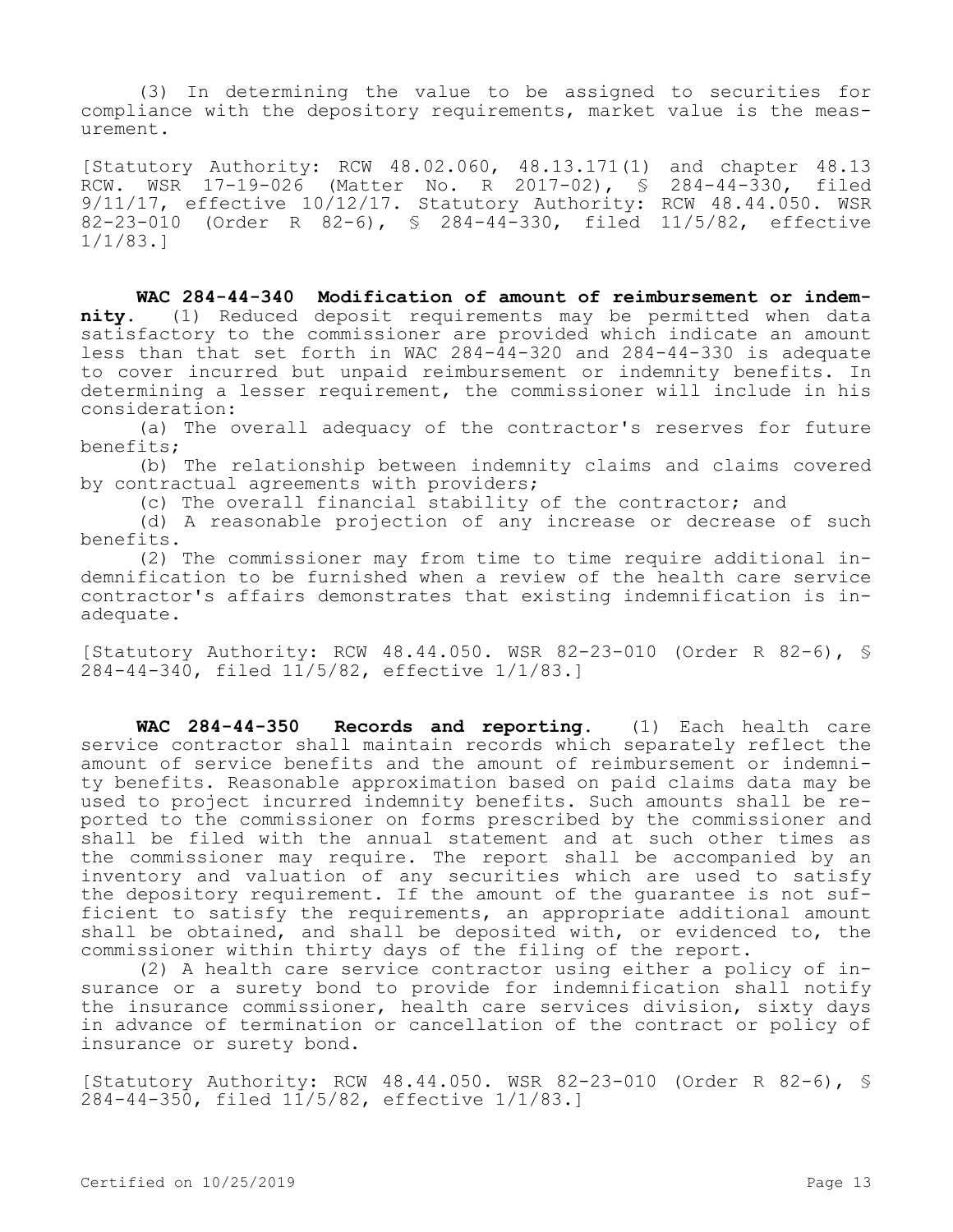(3) In determining the value to be assigned to securities for compliance with the depository requirements, market value is the measurement.

[Statutory Authority: RCW 48.02.060, 48.13.171(1) and chapter 48.13 RCW. WSR 17-19-026 (Matter No. R 2017-02), § 284-44-330, filed 9/11/17, effective 10/12/17. Statutory Authority: RCW 48.44.050. WSR 82-23-010 (Order R 82-6), § 284-44-330, filed 11/5/82, effective 1/1/83.]

**WAC 284-44-340 Modification of amount of reimbursement or indemnity.** (1) Reduced deposit requirements may be permitted when data satisfactory to the commissioner are provided which indicate an amount less than that set forth in WAC 284-44-320 and 284-44-330 is adequate to cover incurred but unpaid reimbursement or indemnity benefits. In determining a lesser requirement, the commissioner will include in his consideration:

(a) The overall adequacy of the contractor's reserves for future benefits;

(b) The relationship between indemnity claims and claims covered by contractual agreements with providers;

(c) The overall financial stability of the contractor; and

(d) A reasonable projection of any increase or decrease of such benefits.

(2) The commissioner may from time to time require additional indemnification to be furnished when a review of the health care service contractor's affairs demonstrates that existing indemnification is inadequate.

[Statutory Authority: RCW 48.44.050. WSR 82-23-010 (Order R 82-6), § 284-44-340, filed 11/5/82, effective 1/1/83.]

**WAC 284-44-350 Records and reporting.** (1) Each health care service contractor shall maintain records which separately reflect the amount of service benefits and the amount of reimbursement or indemnity benefits. Reasonable approximation based on paid claims data may be used to project incurred indemnity benefits. Such amounts shall be reported to the commissioner on forms prescribed by the commissioner and shall be filed with the annual statement and at such other times as the commissioner may require. The report shall be accompanied by an inventory and valuation of any securities which are used to satisfy the depository requirement. If the amount of the guarantee is not sufficient to satisfy the requirements, an appropriate additional amount shall be obtained, and shall be deposited with, or evidenced to, the commissioner within thirty days of the filing of the report.

(2) A health care service contractor using either a policy of insurance or a surety bond to provide for indemnification shall notify the insurance commissioner, health care services division, sixty days in advance of termination or cancellation of the contract or policy of insurance or surety bond.

[Statutory Authority: RCW 48.44.050. WSR 82-23-010 (Order R 82-6), § 284-44-350, filed 11/5/82, effective 1/1/83.]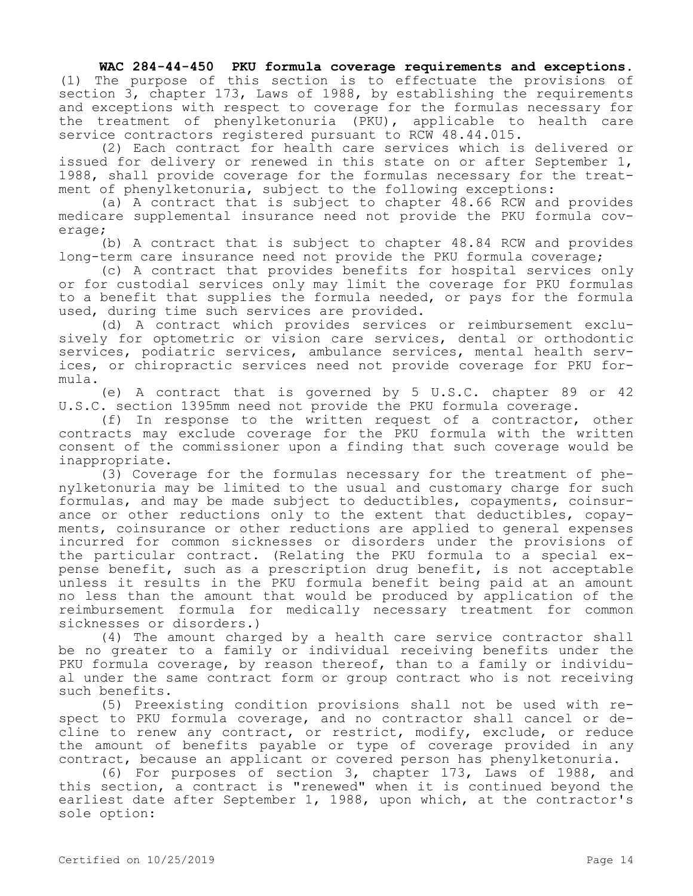**WAC 284-44-450 PKU formula coverage requirements and exceptions.** (1) The purpose of this section is to effectuate the provisions of section 3, chapter 173, Laws of 1988, by establishing the requirements and exceptions with respect to coverage for the formulas necessary for the treatment of phenylketonuria (PKU), applicable to health care service contractors registered pursuant to RCW 48.44.015.

(2) Each contract for health care services which is delivered or issued for delivery or renewed in this state on or after September 1, 1988, shall provide coverage for the formulas necessary for the treatment of phenylketonuria, subject to the following exceptions:

(a) A contract that is subject to chapter 48.66 RCW and provides medicare supplemental insurance need not provide the PKU formula coverage;

(b) A contract that is subject to chapter 48.84 RCW and provides long-term care insurance need not provide the PKU formula coverage;

(c) A contract that provides benefits for hospital services only or for custodial services only may limit the coverage for PKU formulas to a benefit that supplies the formula needed, or pays for the formula used, during time such services are provided.

(d) A contract which provides services or reimbursement exclusively for optometric or vision care services, dental or orthodontic services, podiatric services, ambulance services, mental health services, or chiropractic services need not provide coverage for PKU formula.

(e) A contract that is governed by 5 U.S.C. chapter 89 or 42 U.S.C. section 1395mm need not provide the PKU formula coverage.

(f) In response to the written request of a contractor, other contracts may exclude coverage for the PKU formula with the written consent of the commissioner upon a finding that such coverage would be inappropriate.

(3) Coverage for the formulas necessary for the treatment of phenylketonuria may be limited to the usual and customary charge for such formulas, and may be made subject to deductibles, copayments, coinsurance or other reductions only to the extent that deductibles, copayments, coinsurance or other reductions are applied to general expenses incurred for common sicknesses or disorders under the provisions of the particular contract. (Relating the PKU formula to a special expense benefit, such as a prescription drug benefit, is not acceptable unless it results in the PKU formula benefit being paid at an amount no less than the amount that would be produced by application of the reimbursement formula for medically necessary treatment for common sicknesses or disorders.)

(4) The amount charged by a health care service contractor shall be no greater to a family or individual receiving benefits under the PKU formula coverage, by reason thereof, than to a family or individual under the same contract form or group contract who is not receiving such benefits.

(5) Preexisting condition provisions shall not be used with respect to PKU formula coverage, and no contractor shall cancel or decline to renew any contract, or restrict, modify, exclude, or reduce the amount of benefits payable or type of coverage provided in any contract, because an applicant or covered person has phenylketonuria.

(6) For purposes of section 3, chapter 173, Laws of 1988, and this section, a contract is "renewed" when it is continued beyond the earliest date after September 1, 1988, upon which, at the contractor's sole option: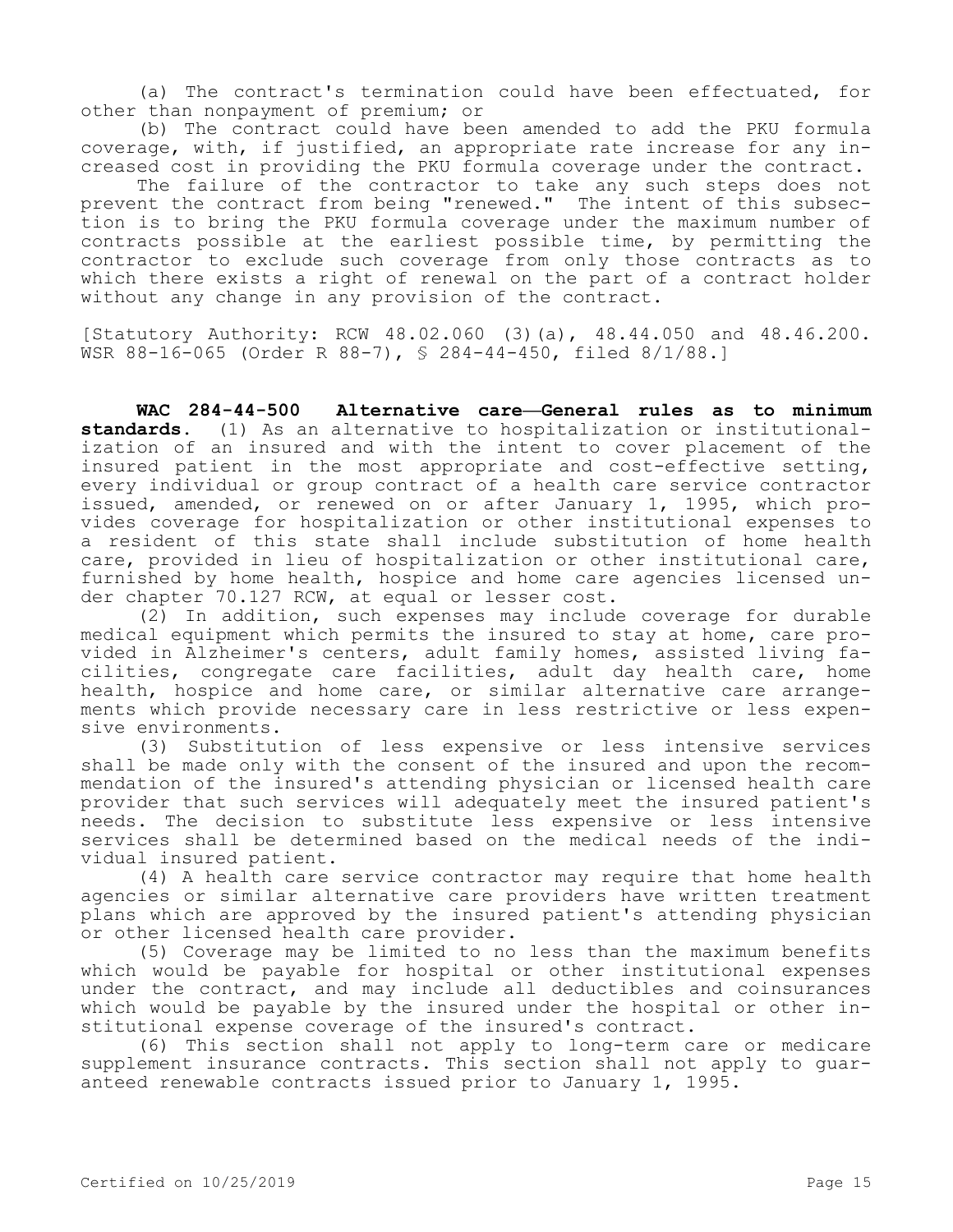(a) The contract's termination could have been effectuated, for other than nonpayment of premium; or

(b) The contract could have been amended to add the PKU formula coverage, with, if justified, an appropriate rate increase for any increased cost in providing the PKU formula coverage under the contract.

The failure of the contractor to take any such steps does not prevent the contract from being "renewed." The intent of this subsection is to bring the PKU formula coverage under the maximum number of contracts possible at the earliest possible time, by permitting the contractor to exclude such coverage from only those contracts as to which there exists a right of renewal on the part of a contract holder without any change in any provision of the contract.

[Statutory Authority: RCW 48.02.060 (3)(a), 48.44.050 and 48.46.200. WSR 88-16-065 (Order R 88-7), § 284-44-450, filed 8/1/88.]

**WAC 284-44-500 Alternative care—General rules as to minimum standards.** (1) As an alternative to hospitalization or institutionalization of an insured and with the intent to cover placement of the insured patient in the most appropriate and cost-effective setting, every individual or group contract of a health care service contractor issued, amended, or renewed on or after January 1, 1995, which provides coverage for hospitalization or other institutional expenses to a resident of this state shall include substitution of home health care, provided in lieu of hospitalization or other institutional care, furnished by home health, hospice and home care agencies licensed under chapter 70.127 RCW, at equal or lesser cost.

(2) In addition, such expenses may include coverage for durable medical equipment which permits the insured to stay at home, care provided in Alzheimer's centers, adult family homes, assisted living facilities, congregate care facilities, adult day health care, home health, hospice and home care, or similar alternative care arrangements which provide necessary care in less restrictive or less expensive environments.

(3) Substitution of less expensive or less intensive services shall be made only with the consent of the insured and upon the recommendation of the insured's attending physician or licensed health care provider that such services will adequately meet the insured patient's needs. The decision to substitute less expensive or less intensive services shall be determined based on the medical needs of the individual insured patient.

(4) A health care service contractor may require that home health agencies or similar alternative care providers have written treatment plans which are approved by the insured patient's attending physician or other licensed health care provider.

(5) Coverage may be limited to no less than the maximum benefits which would be payable for hospital or other institutional expenses under the contract, and may include all deductibles and coinsurances which would be payable by the insured under the hospital or other institutional expense coverage of the insured's contract.

(6) This section shall not apply to long-term care or medicare supplement insurance contracts. This section shall not apply to guaranteed renewable contracts issued prior to January 1, 1995.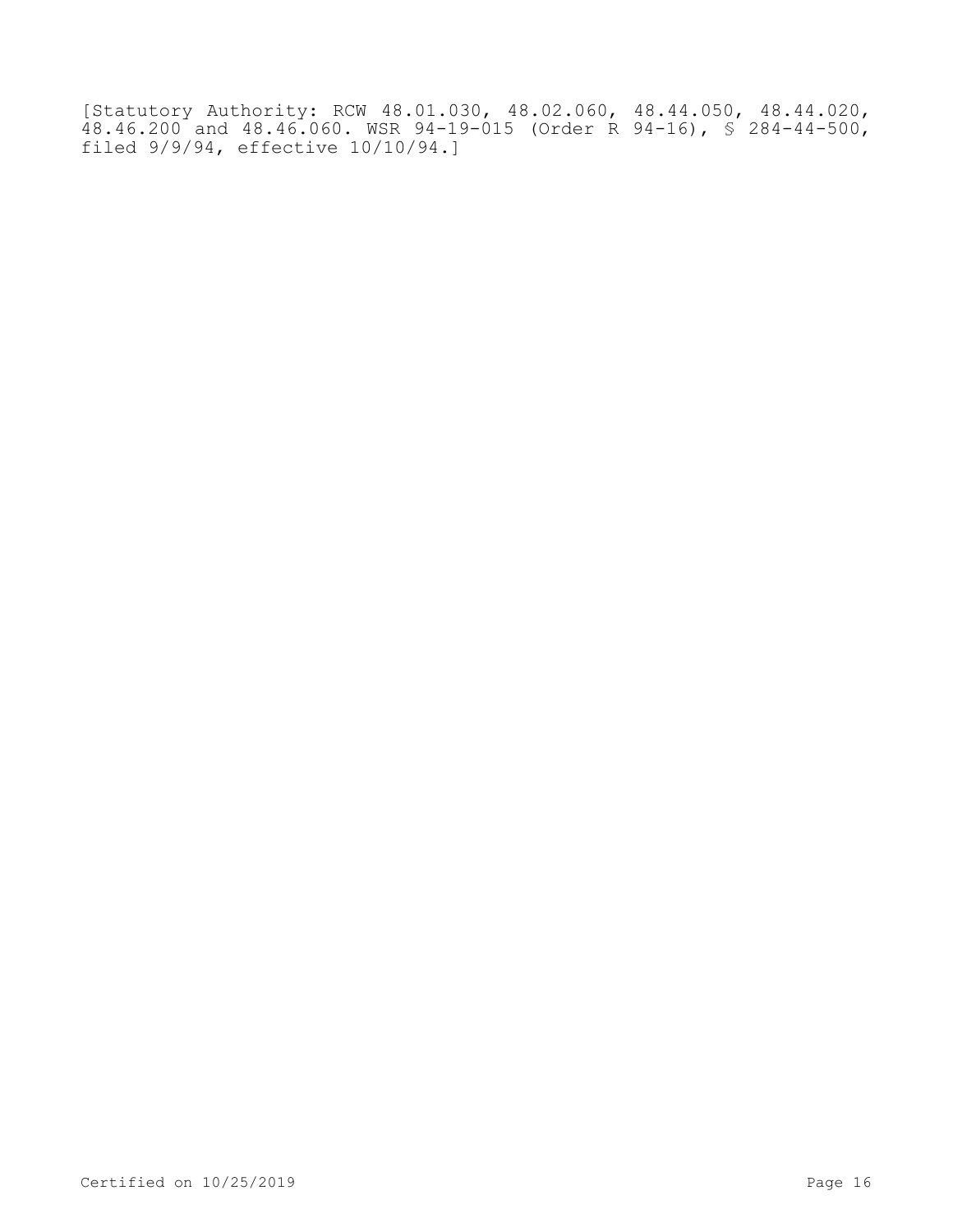[Statutory Authority: RCW 48.01.030, 48.02.060, 48.44.050, 48.44.020, 48.46.200 and 48.46.060. WSR 94-19-015 (Order R 94-16), § 284-44-500, filed 9/9/94, effective 10/10/94.]